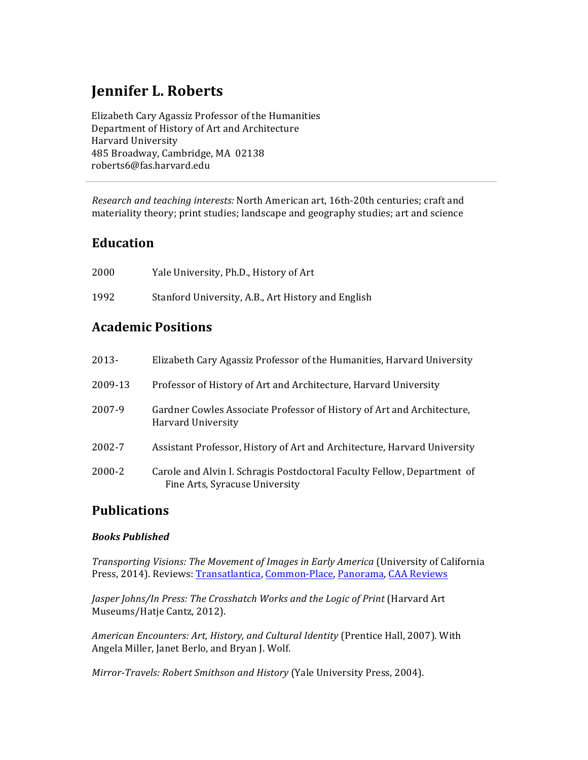# Jennifer L. Roberts

Elizabeth Cary Agassiz Professor of the Humanities
Department of History of Art and Architecture
Harvard University
485 Broadway, Cambridge, MA 02138
roberts6@fas.harvard.edu

---

*Research and teaching interests:* North American art, 16th-20th centuries; craft and materiality theory; print studies; landscape and geography studies; art and science

## Education

2000 Yale University, Ph.D., History of Art

1992 Stanford University, A.B., Art History and English

## Academic Positions

2013- Elizabeth Cary Agassiz Professor of the Humanities, Harvard University

2009-13 Professor of History of Art and Architecture, Harvard University

2007-9 Gardner Cowles Associate Professor of History of Art and Architecture, Harvard University

2002-7 Assistant Professor, History of Art and Architecture, Harvard University

2000-2 Carole and Alvin I. Schragis Postdoctoral Faculty Fellow, Department of Fine Arts, Syracuse University

## Publications

### *Books Published*

*Transporting Visions: The Movement of Images in Early America* (University of California Press, 2014). Reviews: Transatlantica, Common-Place, Panorama, CAA Reviews

*Jasper Johns/In Press: The Crosshatch Works and the Logic of Print* (Harvard Art Museums/Hatje Cantz, 2012).

*American Encounters: Art, History, and Cultural Identity* (Prentice Hall, 2007). With Angela Miller, Janet Berlo, and Bryan J. Wolf.

*Mirror-Travels: Robert Smithson and History* (Yale University Press, 2004).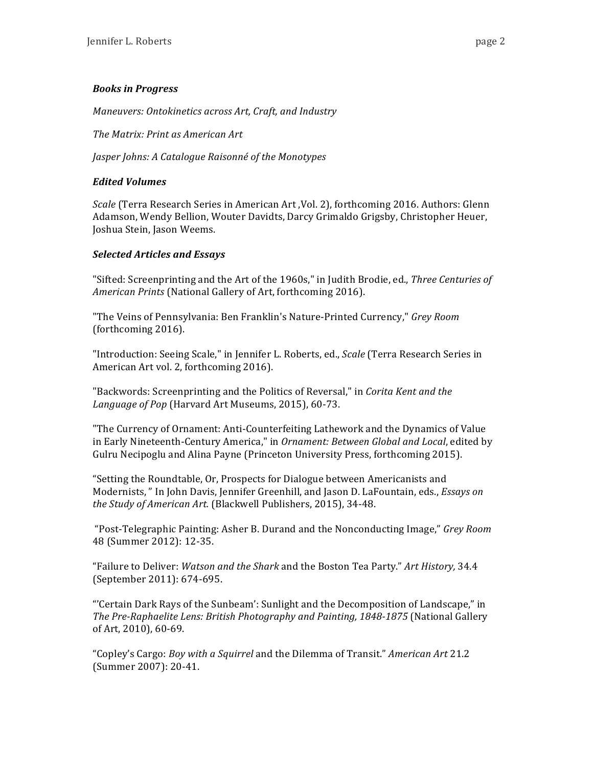### ***Books in Progress***

*Maneuvers: Ontokinetics across Art, Craft, and Industry*

*The Matrix: Print as American Art*

*Jasper Johns: A Catalogue Raisonné of the Monotypes*

### ***Edited Volumes***

*Scale* (Terra Research Series in American Art ,Vol. 2), forthcoming 2016. Authors: Glenn Adamson, Wendy Bellion, Wouter Davidts, Darcy Grimaldo Grigsby, Christopher Heuer, Joshua Stein, Jason Weems.

### ***Selected Articles and Essays***

"Sifted: Screenprinting and the Art of the 1960s," in Judith Brodie, ed., *Three Centuries of American Prints* (National Gallery of Art, forthcoming 2016).

"The Veins of Pennsylvania: Ben Franklin's Nature-Printed Currency," *Grey Room* (forthcoming 2016).

"Introduction: Seeing Scale," in Jennifer L. Roberts, ed., *Scale* (Terra Research Series in American Art vol. 2, forthcoming 2016).

"Backwords: Screenprinting and the Politics of Reversal," in *Corita Kent and the Language of Pop* (Harvard Art Museums, 2015), 60-73.

"The Currency of Ornament: Anti-Counterfeiting Lathework and the Dynamics of Value in Early Nineteenth-Century America," in *Ornament: Between Global and Local*, edited by Gulru Necipoglu and Alina Payne (Princeton University Press, forthcoming 2015).

"Setting the Roundtable, Or, Prospects for Dialogue between Americanists and Modernists, " In John Davis, Jennifer Greenhill, and Jason D. LaFountain, eds., *Essays on the Study of American Art.* (Blackwell Publishers, 2015), 34-48.

"Post-Telegraphic Painting: Asher B. Durand and the Nonconducting Image," *Grey Room* 48 (Summer 2012): 12-35.

"Failure to Deliver: *Watson and the Shark* and the Boston Tea Party." *Art History,* 34.4 (September 2011): 674-695.

"'Certain Dark Rays of the Sunbeam': Sunlight and the Decomposition of Landscape," in *The Pre-Raphaelite Lens: British Photography and Painting, 1848-1875* (National Gallery of Art, 2010), 60-69.

"Copley's Cargo: *Boy with a Squirrel* and the Dilemma of Transit." *American Art* 21.2 (Summer 2007): 20-41.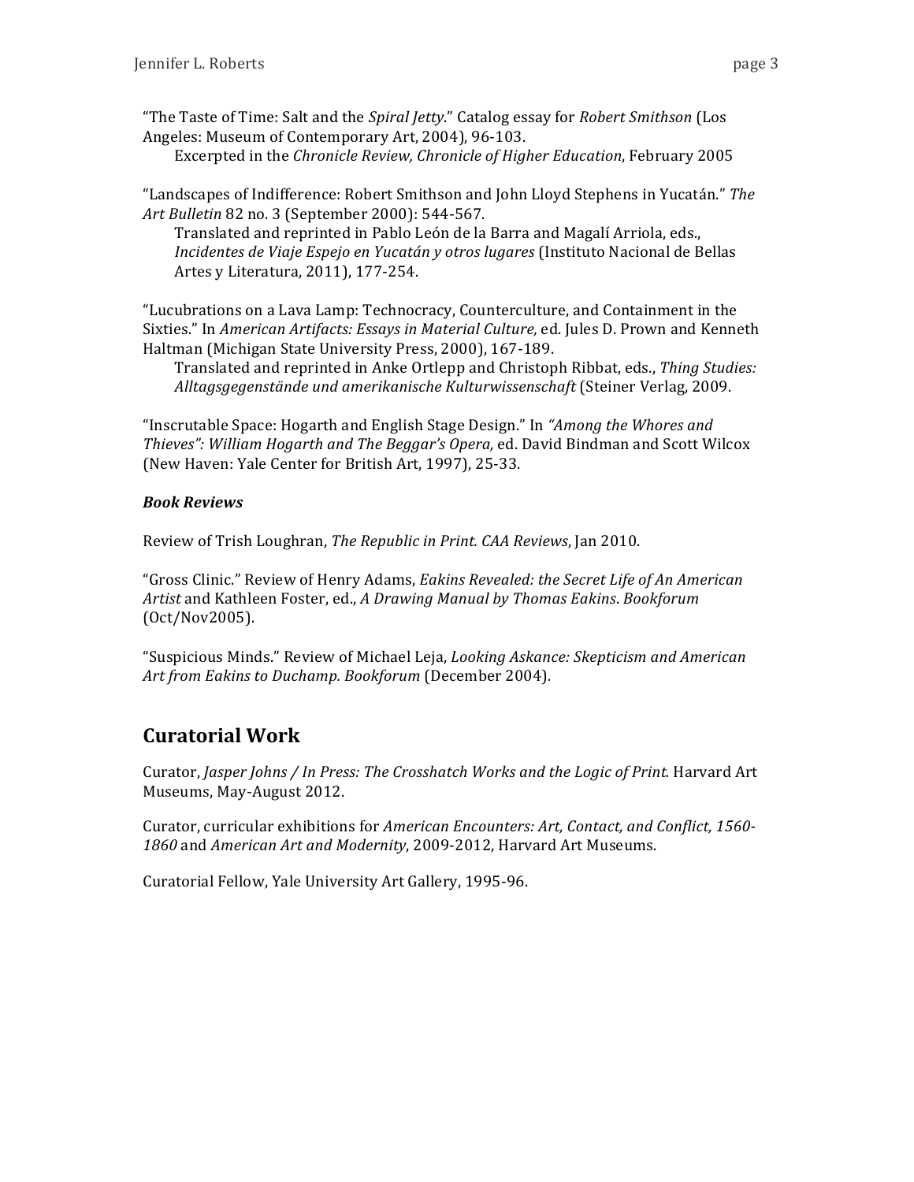"The Taste of Time: Salt and the *Spiral Jetty*." Catalog essay for *Robert Smithson* (Los Angeles: Museum of Contemporary Art, 2004), 96-103.
  Excerpted in the *Chronicle Review, Chronicle of Higher Education*, February 2005

"Landscapes of Indifference: Robert Smithson and John Lloyd Stephens in Yucatán." *The Art Bulletin* 82 no. 3 (September 2000): 544-567.
  Translated and reprinted in Pablo León de la Barra and Magalí Arriola, eds., *Incidentes de Viaje Espejo en Yucatán y otros lugares* (Instituto Nacional de Bellas Artes y Literatura, 2011), 177-254.

"Lucubrations on a Lava Lamp: Technocracy, Counterculture, and Containment in the Sixties." In *American Artifacts: Essays in Material Culture,* ed. Jules D. Prown and Kenneth Haltman (Michigan State University Press, 2000), 167-189.
  Translated and reprinted in Anke Ortlepp and Christoph Ribbat, eds., *Thing Studies: Alltagsgegenstände und amerikanische Kulturwissenschaft* (Steiner Verlag, 2009.

"Inscrutable Space: Hogarth and English Stage Design." In *"Among the Whores and Thieves": William Hogarth and The Beggar's Opera,* ed. David Bindman and Scott Wilcox (New Haven: Yale Center for British Art, 1997), 25-33.

### *Book Reviews*

Review of Trish Loughran, *The Republic in Print. CAA Reviews*, Jan 2010.

"Gross Clinic." Review of Henry Adams, *Eakins Revealed: the Secret Life of An American Artist* and Kathleen Foster, ed., *A Drawing Manual by Thomas Eakins*. *Bookforum* (Oct/Nov2005).

"Suspicious Minds." Review of Michael Leja, *Looking Askance: Skepticism and American Art from Eakins to Duchamp. Bookforum* (December 2004).

## Curatorial Work

Curator, *Jasper Johns / In Press: The Crosshatch Works and the Logic of Print.* Harvard Art Museums, May-August 2012.

Curator, curricular exhibitions for *American Encounters: Art, Contact, and Conflict, 1560-1860* and *American Art and Modernity*, 2009-2012, Harvard Art Museums.

Curatorial Fellow, Yale University Art Gallery, 1995-96.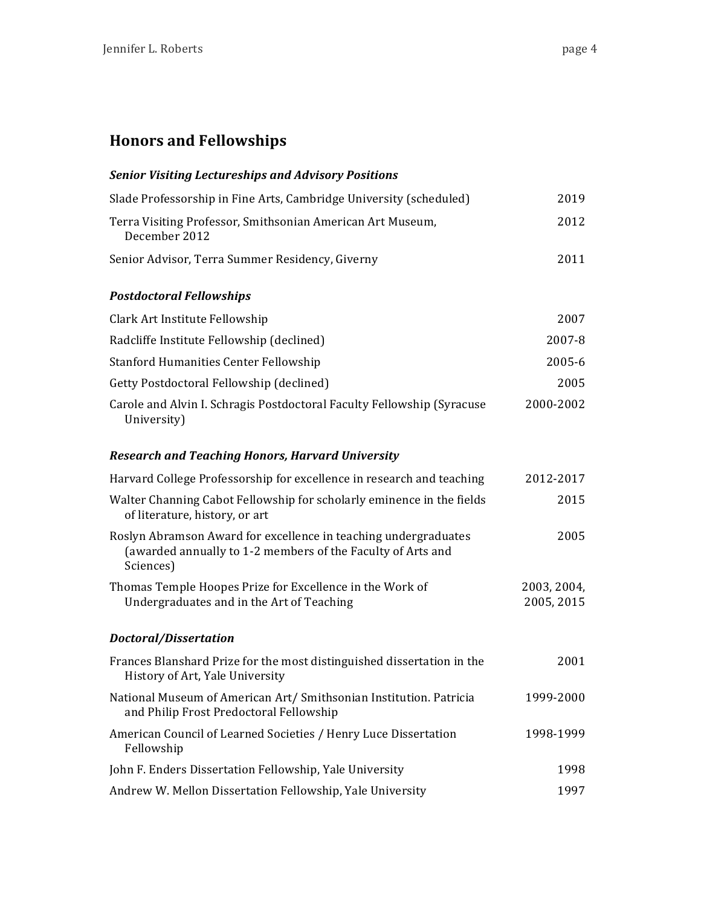## Honors and Fellowships

### *Senior Visiting Lectureships and Advisory Positions*

| | |
|---|---|
| Slade Professorship in Fine Arts, Cambridge University (scheduled) | 2019 |
| Terra Visiting Professor, Smithsonian American Art Museum, December 2012 | 2012 |
| Senior Advisor, Terra Summer Residency, Giverny | 2011 |

### *Postdoctoral Fellowships*

| | |
|---|---|
| Clark Art Institute Fellowship | 2007 |
| Radcliffe Institute Fellowship (declined) | 2007-8 |
| Stanford Humanities Center Fellowship | 2005-6 |
| Getty Postdoctoral Fellowship (declined) | 2005 |
| Carole and Alvin I. Schragis Postdoctoral Faculty Fellowship (Syracuse University) | 2000-2002 |

### *Research and Teaching Honors, Harvard University*

| | |
|---|---|
| Harvard College Professorship for excellence in research and teaching | 2012-2017 |
| Walter Channing Cabot Fellowship for scholarly eminence in the fields of literature, history, or art | 2015 |
| Roslyn Abramson Award for excellence in teaching undergraduates (awarded annually to 1-2 members of the Faculty of Arts and Sciences) | 2005 |
| Thomas Temple Hoopes Prize for Excellence in the Work of Undergraduates and in the Art of Teaching | 2003, 2004, 2005, 2015 |

### *Doctoral/Dissertation*

| | |
|---|---|
| Frances Blanshard Prize for the most distinguished dissertation in the History of Art, Yale University | 2001 |
| National Museum of American Art/ Smithsonian Institution. Patricia and Philip Frost Predoctoral Fellowship | 1999-2000 |
| American Council of Learned Societies / Henry Luce Dissertation Fellowship | 1998-1999 |
| John F. Enders Dissertation Fellowship, Yale University | 1998 |
| Andrew W. Mellon Dissertation Fellowship, Yale University | 1997 |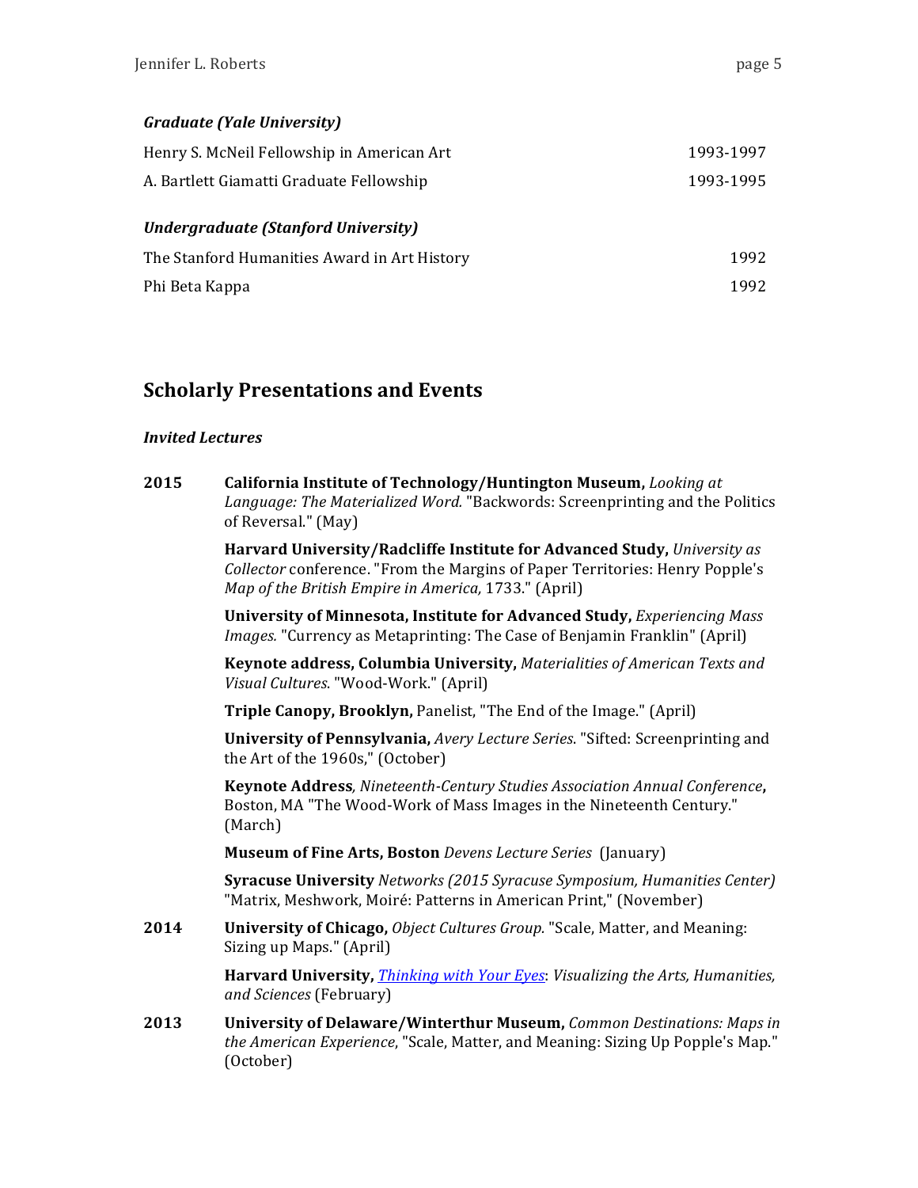### *Graduate (Yale University)*

| | |
|---|---|
| Henry S. McNeil Fellowship in American Art | 1993-1997 |
| A. Bartlett Giamatti Graduate Fellowship | 1993-1995 |

### *Undergraduate (Stanford University)*

| | |
|---|---|
| The Stanford Humanities Award in Art History | 1992 |
| Phi Beta Kappa | 1992 |

## Scholarly Presentations and Events

### *Invited Lectures*

**2015**

**California Institute of Technology/Huntington Museum,** *Looking at Language: The Materialized Word.* "Backwords: Screenprinting and the Politics of Reversal." (May)

**Harvard University/Radcliffe Institute for Advanced Study,** *University as Collector* conference. "From the Margins of Paper Territories: Henry Popple's *Map of the British Empire in America,* 1733." (April)

**University of Minnesota, Institute for Advanced Study,** *Experiencing Mass Images.* "Currency as Metaprinting: The Case of Benjamin Franklin" (April)

**Keynote address, Columbia University,** *Materialities of American Texts and Visual Cultures*. "Wood-Work." (April)

**Triple Canopy, Brooklyn,** Panelist, "The End of the Image." (April)

**University of Pennsylvania,** *Avery Lecture Series.* "Sifted: Screenprinting and the Art of the 1960s," (October)

**Keynote Address***, Nineteenth-Century Studies Association Annual Conference***,** Boston, MA "The Wood-Work of Mass Images in the Nineteenth Century." (March)

**Museum of Fine Arts, Boston** *Devens Lecture Series* (January)

**Syracuse University** *Networks (2015 Syracuse Symposium, Humanities Center)* "Matrix, Meshwork, Moiré: Patterns in American Print," (November)

**2014**

**University of Chicago,** *Object Cultures Group.* "Scale, Matter, and Meaning: Sizing up Maps." (April)

**Harvard University,** *Thinking with Your Eyes*: *Visualizing the Arts, Humanities, and Sciences* (February)

**2013**

**University of Delaware/Winterthur Museum,** *Common Destinations: Maps in the American Experience*, "Scale, Matter, and Meaning: Sizing Up Popple's Map." (October)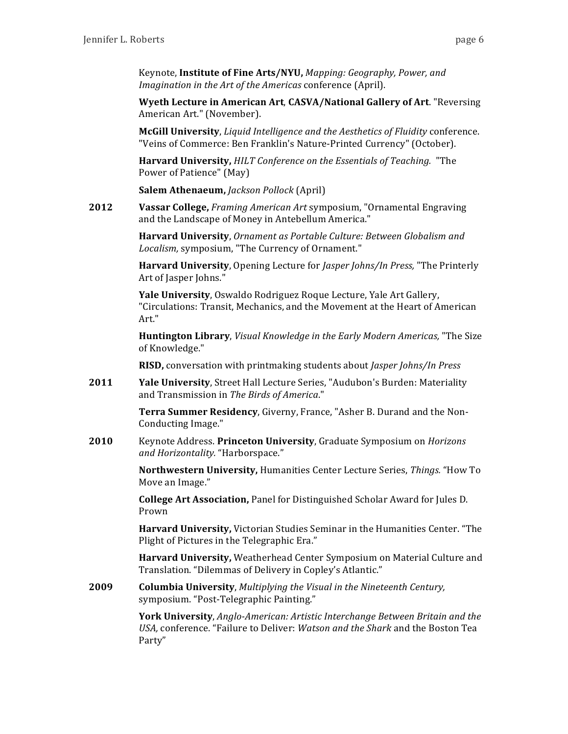Keynote, **Institute of Fine Arts/NYU,** *Mapping: Geography, Power, and Imagination in the Art of the Americas* conference (April).

**Wyeth Lecture in American Art**, **CASVA/National Gallery of Art**. "Reversing American Art." (November).

**McGill University**, *Liquid Intelligence and the Aesthetics of Fluidity* conference. "Veins of Commerce: Ben Franklin's Nature-Printed Currency" (October).

**Harvard University,** *HILT Conference on the Essentials of Teaching.* "The Power of Patience" (May)

**Salem Athenaeum,** *Jackson Pollock* (April)

**2012** **Vassar College,** *Framing American Art* symposium, "Ornamental Engraving and the Landscape of Money in Antebellum America."

**Harvard University**, *Ornament as Portable Culture: Between Globalism and Localism,* symposium, "The Currency of Ornament."

**Harvard University**, Opening Lecture for *Jasper Johns/In Press,* "The Printerly Art of Jasper Johns."

**Yale University**, Oswaldo Rodriguez Roque Lecture, Yale Art Gallery, "Circulations: Transit, Mechanics, and the Movement at the Heart of American Art."

**Huntington Library**, *Visual Knowledge in the Early Modern Americas,* "The Size of Knowledge."

**RISD,** conversation with printmaking students about *Jasper Johns/In Press*

**2011** **Yale University**, Street Hall Lecture Series, "Audubon's Burden: Materiality and Transmission in *The Birds of America*."

**Terra Summer Residency**, Giverny, France, "Asher B. Durand and the Non-Conducting Image."

**2010** Keynote Address. **Princeton University**, Graduate Symposium on *Horizons and Horizontality.* "Harborspace."

**Northwestern University,** Humanities Center Lecture Series, *Things.* "How To Move an Image."

**College Art Association,** Panel for Distinguished Scholar Award for Jules D. Prown

**Harvard University,** Victorian Studies Seminar in the Humanities Center. "The Plight of Pictures in the Telegraphic Era."

**Harvard University,** Weatherhead Center Symposium on Material Culture and Translation. "Dilemmas of Delivery in Copley's Atlantic."

**2009** **Columbia University**, *Multiplying the Visual in the Nineteenth Century,* symposium. "Post-Telegraphic Painting."

**York University**, *Anglo-American: Artistic Interchange Between Britain and the USA,* conference. "Failure to Deliver: *Watson and the Shark* and the Boston Tea Party"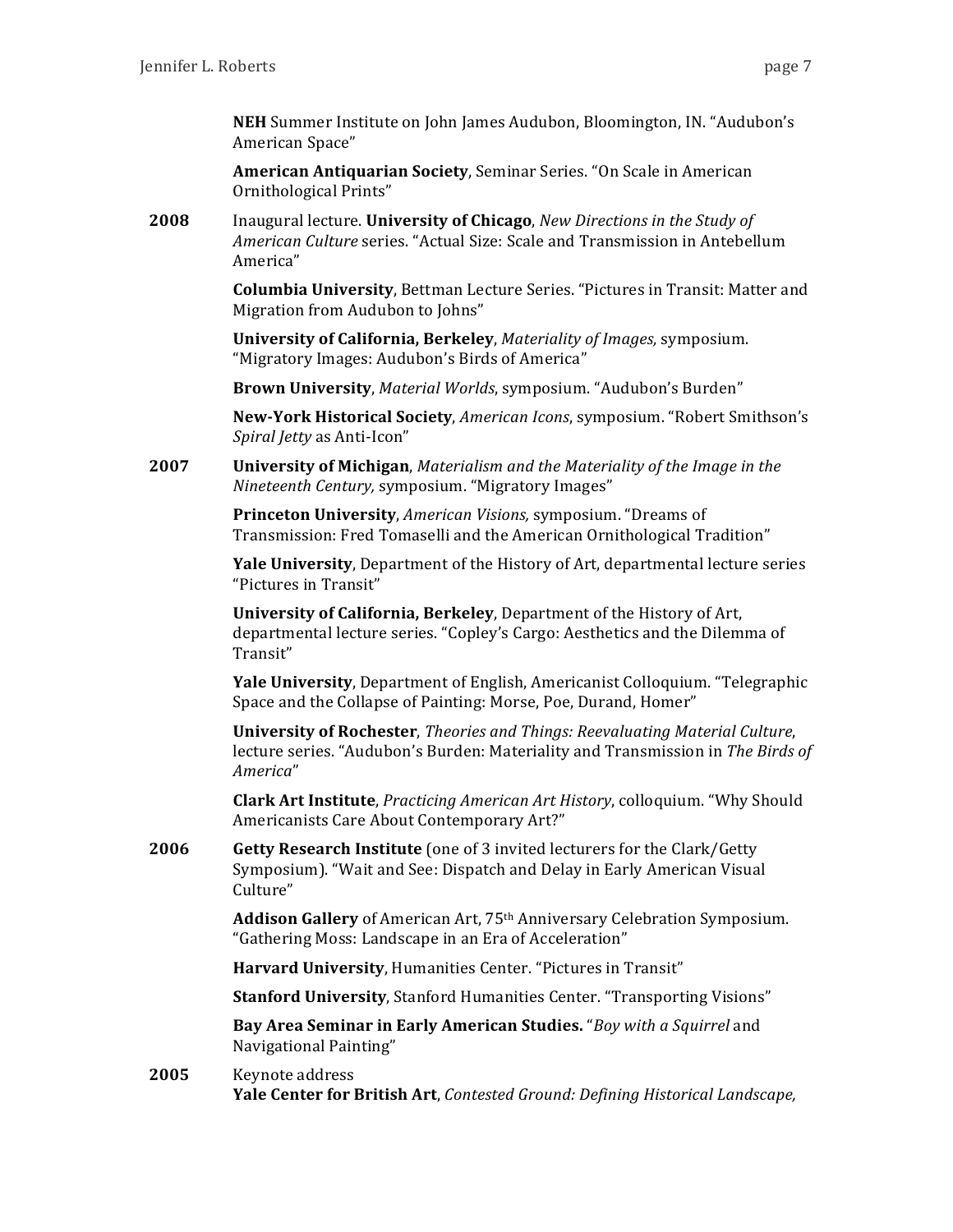**NEH** Summer Institute on John James Audubon, Bloomington, IN. "Audubon's American Space"

**American Antiquarian Society**, Seminar Series. "On Scale in American Ornithological Prints"

**2008** Inaugural lecture. **University of Chicago**, *New Directions in the Study of American Culture* series. "Actual Size: Scale and Transmission in Antebellum America"

**Columbia University**, Bettman Lecture Series. "Pictures in Transit: Matter and Migration from Audubon to Johns"

**University of California, Berkeley**, *Materiality of Images,* symposium. "Migratory Images: Audubon's Birds of America"

**Brown University**, *Material Worlds*, symposium. "Audubon's Burden"

**New-York Historical Society**, *American Icons*, symposium. "Robert Smithson's *Spiral Jetty* as Anti-Icon"

**2007** **University of Michigan**, *Materialism and the Materiality of the Image in the Nineteenth Century,* symposium. "Migratory Images"

**Princeton University**, *American Visions,* symposium. "Dreams of Transmission: Fred Tomaselli and the American Ornithological Tradition"

**Yale University**, Department of the History of Art, departmental lecture series "Pictures in Transit"

**University of California, Berkeley**, Department of the History of Art, departmental lecture series. "Copley's Cargo: Aesthetics and the Dilemma of Transit"

**Yale University**, Department of English, Americanist Colloquium. "Telegraphic Space and the Collapse of Painting: Morse, Poe, Durand, Homer"

**University of Rochester**, *Theories and Things: Reevaluating Material Culture*, lecture series. "Audubon's Burden: Materiality and Transmission in *The Birds of America*"

**Clark Art Institute**, *Practicing American Art History*, colloquium. "Why Should Americanists Care About Contemporary Art?"

**2006** **Getty Research Institute** (one of 3 invited lecturers for the Clark/Getty Symposium). "Wait and See: Dispatch and Delay in Early American Visual Culture"

**Addison Gallery** of American Art, 75th Anniversary Celebration Symposium. "Gathering Moss: Landscape in an Era of Acceleration"

**Harvard University**, Humanities Center. "Pictures in Transit"

**Stanford University**, Stanford Humanities Center. "Transporting Visions"

**Bay Area Seminar in Early American Studies.** "*Boy with a Squirrel* and Navigational Painting"

**2005** Keynote address
**Yale Center for British Art**, *Contested Ground: Defining Historical Landscape,*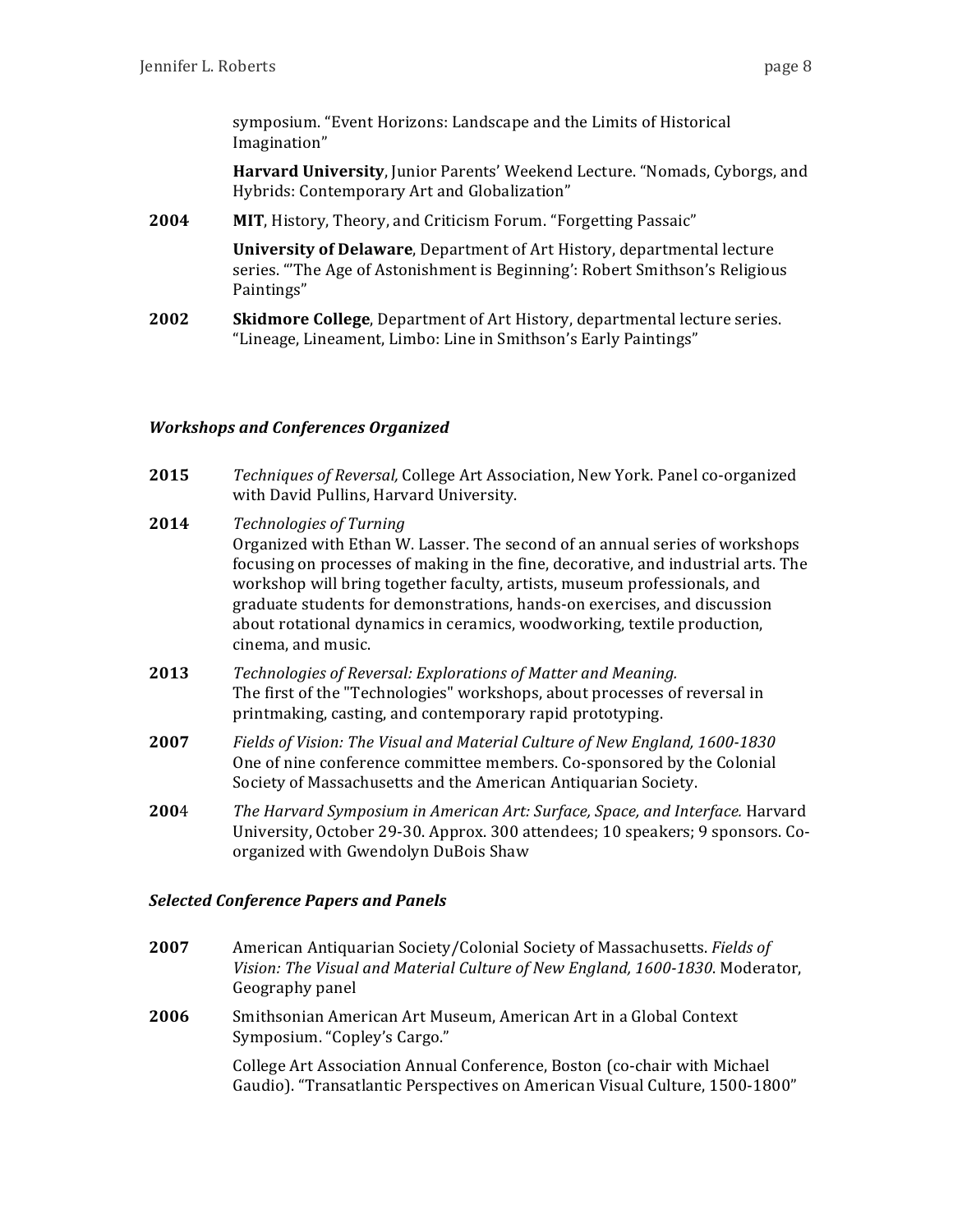symposium. "Event Horizons: Landscape and the Limits of Historical Imagination"

**Harvard University**, Junior Parents' Weekend Lecture. "Nomads, Cyborgs, and Hybrids: Contemporary Art and Globalization"

**2004** **MIT**, History, Theory, and Criticism Forum. "Forgetting Passaic"

**University of Delaware**, Department of Art History, departmental lecture series. "'The Age of Astonishment is Beginning': Robert Smithson's Religious Paintings"

**2002** **Skidmore College**, Department of Art History, departmental lecture series. "Lineage, Lineament, Limbo: Line in Smithson's Early Paintings"

### *Workshops and Conferences Organized*

**2015** *Techniques of Reversal,* College Art Association, New York. Panel co-organized with David Pullins, Harvard University.

**2014** *Technologies of Turning*
Organized with Ethan W. Lasser. The second of an annual series of workshops focusing on processes of making in the fine, decorative, and industrial arts. The workshop will bring together faculty, artists, museum professionals, and graduate students for demonstrations, hands-on exercises, and discussion about rotational dynamics in ceramics, woodworking, textile production, cinema, and music.

**2013** *Technologies of Reversal: Explorations of Matter and Meaning.*
The first of the "Technologies" workshops, about processes of reversal in printmaking, casting, and contemporary rapid prototyping.

**2007** *Fields of Vision: The Visual and Material Culture of New England, 1600-1830*
One of nine conference committee members. Co-sponsored by the Colonial Society of Massachusetts and the American Antiquarian Society.

**200**4 *The Harvard Symposium in American Art: Surface, Space, and Interface.* Harvard University, October 29-30. Approx. 300 attendees; 10 speakers; 9 sponsors. Co-organized with Gwendolyn DuBois Shaw

### *Selected Conference Papers and Panels*

**2007** American Antiquarian Society/Colonial Society of Massachusetts. *Fields of Vision: The Visual and Material Culture of New England, 1600-1830.* Moderator, Geography panel

**2006** Smithsonian American Art Museum, American Art in a Global Context Symposium. "Copley's Cargo."

College Art Association Annual Conference, Boston (co-chair with Michael Gaudio). "Transatlantic Perspectives on American Visual Culture, 1500-1800"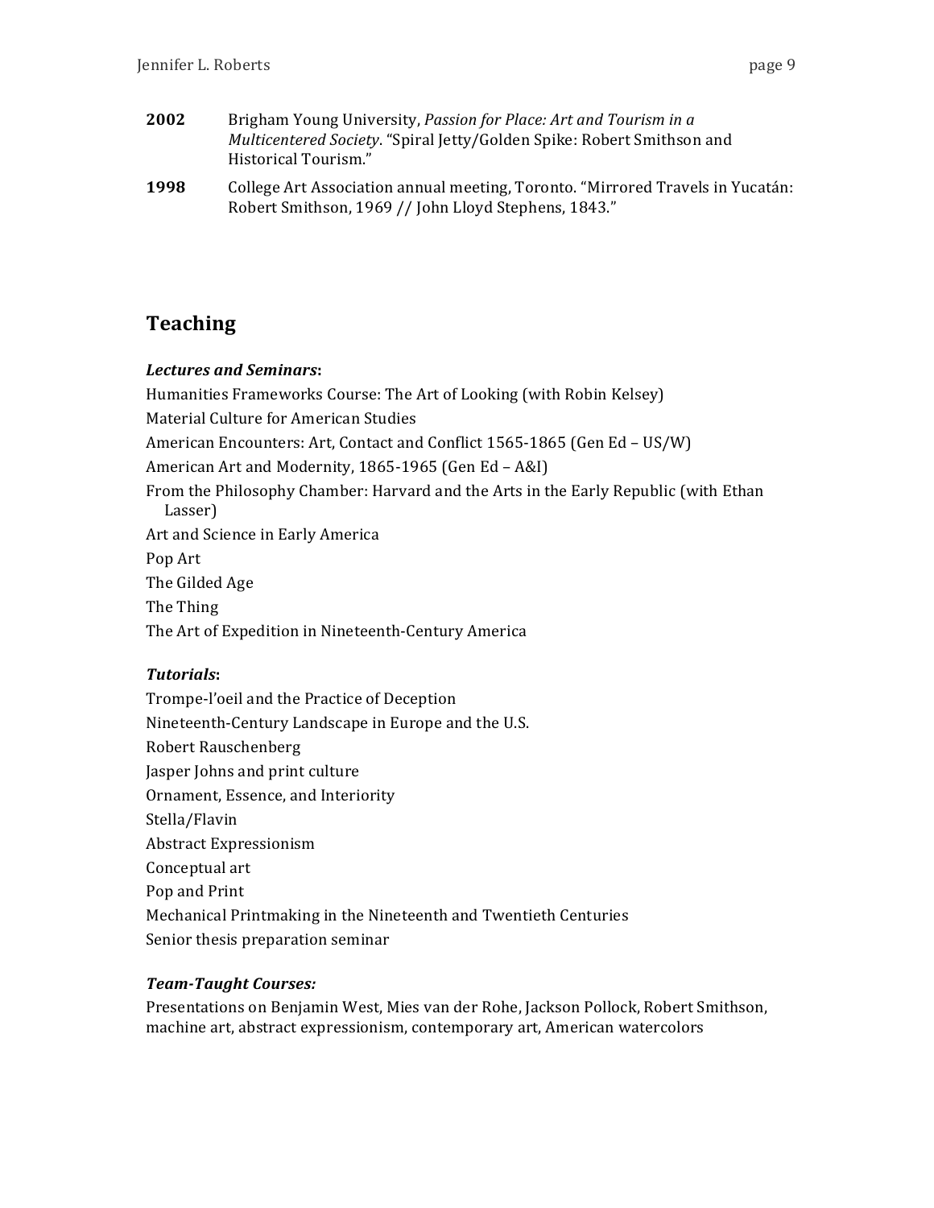**2002** Brigham Young University, *Passion for Place: Art and Tourism in a Multicentered Society*. "Spiral Jetty/Golden Spike: Robert Smithson and Historical Tourism."

**1998** College Art Association annual meeting, Toronto. "Mirrored Travels in Yucatán: Robert Smithson, 1969 // John Lloyd Stephens, 1843."

## Teaching

### *Lectures and Seminars*:

Humanities Frameworks Course: The Art of Looking (with Robin Kelsey)

Material Culture for American Studies

American Encounters: Art, Contact and Conflict 1565-1865 (Gen Ed – US/W)

American Art and Modernity, 1865-1965 (Gen Ed – A&I)

From the Philosophy Chamber: Harvard and the Arts in the Early Republic (with Ethan Lasser)

Art and Science in Early America

Pop Art

The Gilded Age

The Thing

The Art of Expedition in Nineteenth-Century America

### *Tutorials*:

Trompe-l'oeil and the Practice of Deception

Nineteenth-Century Landscape in Europe and the U.S.

Robert Rauschenberg

Jasper Johns and print culture

Ornament, Essence, and Interiority

Stella/Flavin

Abstract Expressionism

Conceptual art

Pop and Print

Mechanical Printmaking in the Nineteenth and Twentieth Centuries

Senior thesis preparation seminar

### *Team-Taught Courses:*

Presentations on Benjamin West, Mies van der Rohe, Jackson Pollock, Robert Smithson, machine art, abstract expressionism, contemporary art, American watercolors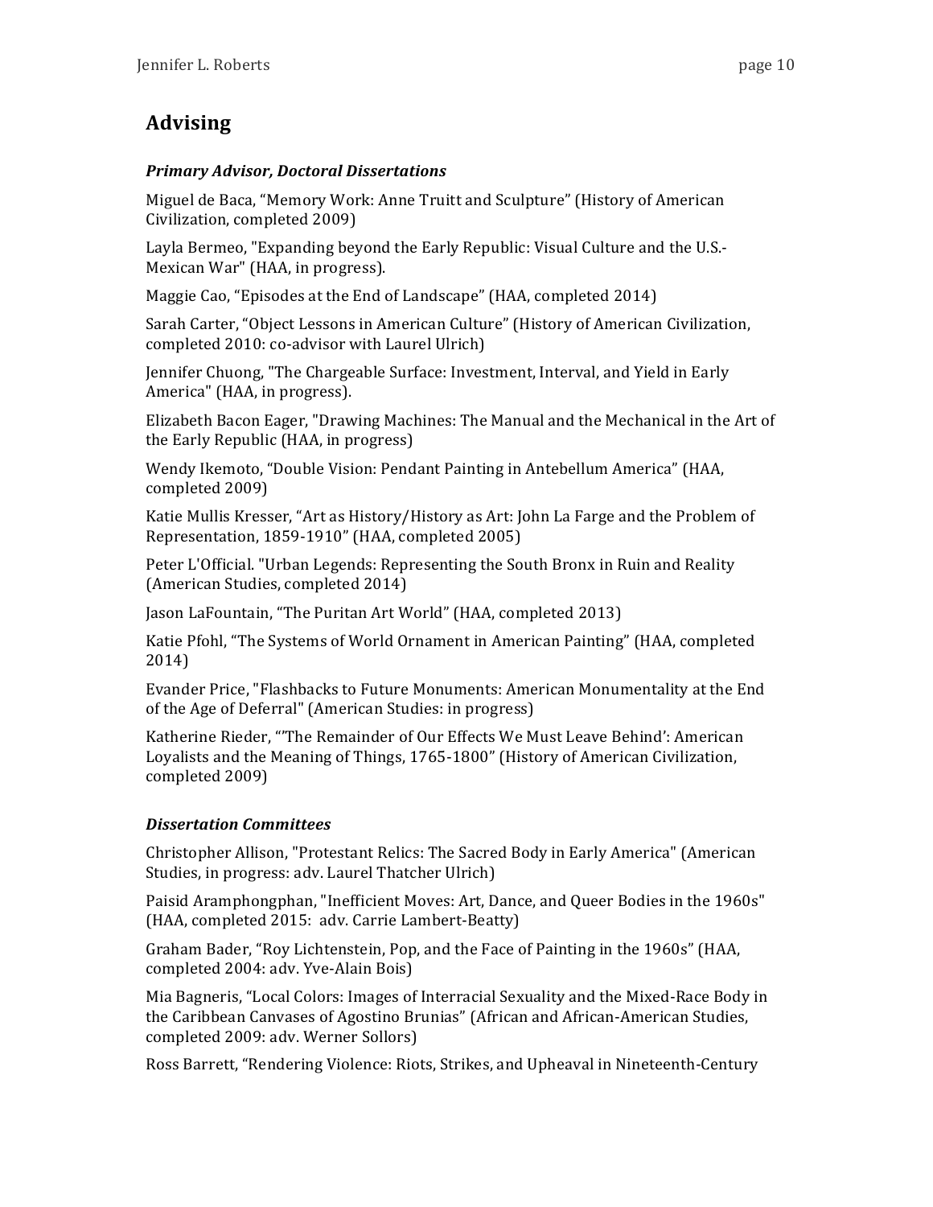## Advising

### *Primary Advisor, Doctoral Dissertations*

Miguel de Baca, "Memory Work: Anne Truitt and Sculpture" (History of American Civilization, completed 2009)

Layla Bermeo, "Expanding beyond the Early Republic: Visual Culture and the U.S.-Mexican War" (HAA, in progress).

Maggie Cao, "Episodes at the End of Landscape" (HAA, completed 2014)

Sarah Carter, "Object Lessons in American Culture" (History of American Civilization, completed 2010: co-advisor with Laurel Ulrich)

Jennifer Chuong, "The Chargeable Surface: Investment, Interval, and Yield in Early America" (HAA, in progress).

Elizabeth Bacon Eager, "Drawing Machines: The Manual and the Mechanical in the Art of the Early Republic (HAA, in progress)

Wendy Ikemoto, "Double Vision: Pendant Painting in Antebellum America" (HAA, completed 2009)

Katie Mullis Kresser, "Art as History/History as Art: John La Farge and the Problem of Representation, 1859-1910" (HAA, completed 2005)

Peter L'Official. "Urban Legends: Representing the South Bronx in Ruin and Reality (American Studies, completed 2014)

Jason LaFountain, "The Puritan Art World" (HAA, completed 2013)

Katie Pfohl, "The Systems of World Ornament in American Painting" (HAA, completed 2014)

Evander Price, "Flashbacks to Future Monuments: American Monumentality at the End of the Age of Deferral" (American Studies: in progress)

Katherine Rieder, "'The Remainder of Our Effects We Must Leave Behind': American Loyalists and the Meaning of Things, 1765-1800" (History of American Civilization, completed 2009)

### *Dissertation Committees*

Christopher Allison, "Protestant Relics: The Sacred Body in Early America" (American Studies, in progress: adv. Laurel Thatcher Ulrich)

Paisid Aramphongphan, "Inefficient Moves: Art, Dance, and Queer Bodies in the 1960s" (HAA, completed 2015: adv. Carrie Lambert-Beatty)

Graham Bader, "Roy Lichtenstein, Pop, and the Face of Painting in the 1960s" (HAA, completed 2004: adv. Yve-Alain Bois)

Mia Bagneris, "Local Colors: Images of Interracial Sexuality and the Mixed-Race Body in the Caribbean Canvases of Agostino Brunias" (African and African-American Studies, completed 2009: adv. Werner Sollors)

Ross Barrett, "Rendering Violence: Riots, Strikes, and Upheaval in Nineteenth-Century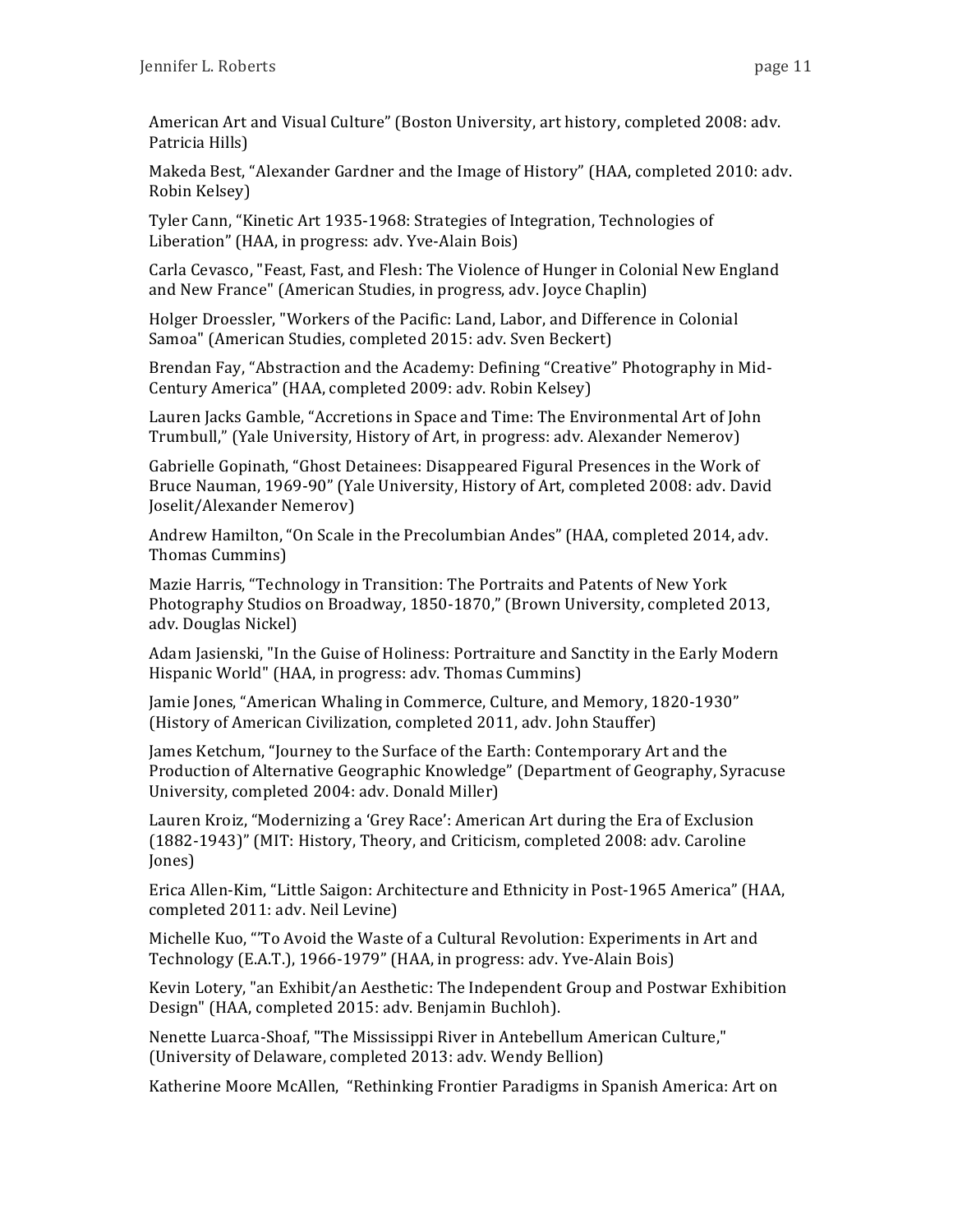American Art and Visual Culture" (Boston University, art history, completed 2008: adv. Patricia Hills)

Makeda Best, "Alexander Gardner and the Image of History" (HAA, completed 2010: adv. Robin Kelsey)

Tyler Cann, "Kinetic Art 1935-1968: Strategies of Integration, Technologies of Liberation" (HAA, in progress: adv. Yve-Alain Bois)

Carla Cevasco, "Feast, Fast, and Flesh: The Violence of Hunger in Colonial New England and New France" (American Studies, in progress, adv. Joyce Chaplin)

Holger Droessler, "Workers of the Pacific: Land, Labor, and Difference in Colonial Samoa" (American Studies, completed 2015: adv. Sven Beckert)

Brendan Fay, "Abstraction and the Academy: Defining "Creative" Photography in Mid-Century America" (HAA, completed 2009: adv. Robin Kelsey)

Lauren Jacks Gamble, "Accretions in Space and Time: The Environmental Art of John Trumbull," (Yale University, History of Art, in progress: adv. Alexander Nemerov)

Gabrielle Gopinath, "Ghost Detainees: Disappeared Figural Presences in the Work of Bruce Nauman, 1969-90" (Yale University, History of Art, completed 2008: adv. David Joselit/Alexander Nemerov)

Andrew Hamilton, "On Scale in the Precolumbian Andes" (HAA, completed 2014, adv. Thomas Cummins)

Mazie Harris, "Technology in Transition: The Portraits and Patents of New York Photography Studios on Broadway, 1850-1870," (Brown University, completed 2013, adv. Douglas Nickel)

Adam Jasienski, "In the Guise of Holiness: Portraiture and Sanctity in the Early Modern Hispanic World" (HAA, in progress: adv. Thomas Cummins)

Jamie Jones, "American Whaling in Commerce, Culture, and Memory, 1820-1930" (History of American Civilization, completed 2011, adv. John Stauffer)

James Ketchum, "Journey to the Surface of the Earth: Contemporary Art and the Production of Alternative Geographic Knowledge" (Department of Geography, Syracuse University, completed 2004: adv. Donald Miller)

Lauren Kroiz, "Modernizing a 'Grey Race': American Art during the Era of Exclusion (1882-1943)" (MIT: History, Theory, and Criticism, completed 2008: adv. Caroline Jones)

Erica Allen-Kim, "Little Saigon: Architecture and Ethnicity in Post-1965 America" (HAA, completed 2011: adv. Neil Levine)

Michelle Kuo, ""To Avoid the Waste of a Cultural Revolution: Experiments in Art and Technology (E.A.T.), 1966-1979" (HAA, in progress: adv. Yve-Alain Bois)

Kevin Lotery, "an Exhibit/an Aesthetic: The Independent Group and Postwar Exhibition Design" (HAA, completed 2015: adv. Benjamin Buchloh).

Nenette Luarca-Shoaf, "The Mississippi River in Antebellum American Culture," (University of Delaware, completed 2013: adv. Wendy Bellion)

Katherine Moore McAllen, "Rethinking Frontier Paradigms in Spanish America: Art on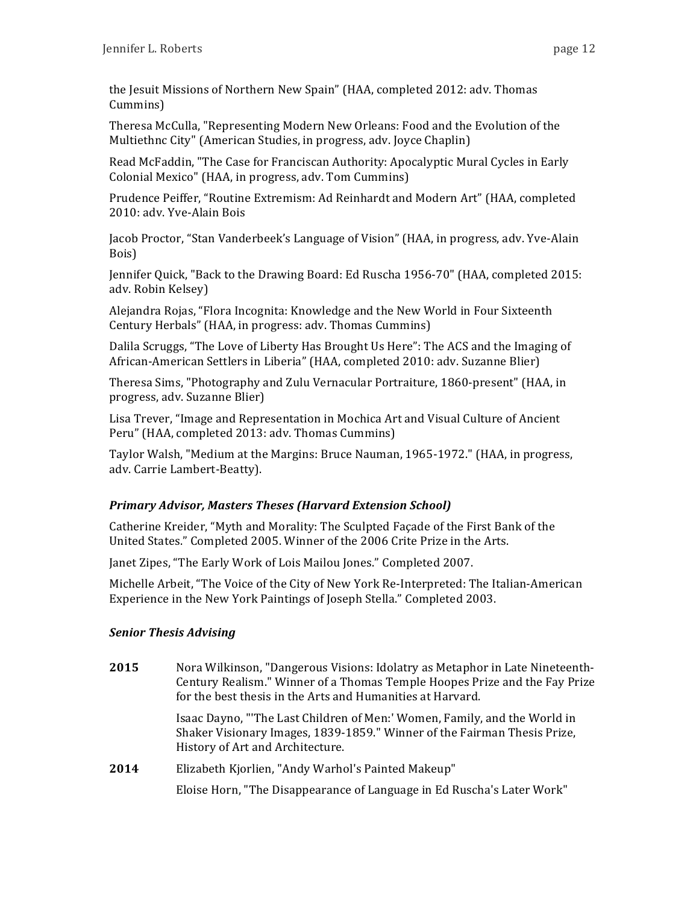the Jesuit Missions of Northern New Spain" (HAA, completed 2012: adv. Thomas Cummins)

Theresa McCulla, "Representing Modern New Orleans: Food and the Evolution of the Multiethnc City" (American Studies, in progress, adv. Joyce Chaplin)

Read McFaddin, "The Case for Franciscan Authority: Apocalyptic Mural Cycles in Early Colonial Mexico" (HAA, in progress, adv. Tom Cummins)

Prudence Peiffer, "Routine Extremism: Ad Reinhardt and Modern Art" (HAA, completed 2010: adv. Yve-Alain Bois

Jacob Proctor, "Stan Vanderbeek's Language of Vision" (HAA, in progress, adv. Yve-Alain Bois)

Jennifer Quick, "Back to the Drawing Board: Ed Ruscha 1956-70" (HAA, completed 2015: adv. Robin Kelsey)

Alejandra Rojas, "Flora Incognita: Knowledge and the New World in Four Sixteenth Century Herbals" (HAA, in progress: adv. Thomas Cummins)

Dalila Scruggs, "The Love of Liberty Has Brought Us Here": The ACS and the Imaging of African-American Settlers in Liberia" (HAA, completed 2010: adv. Suzanne Blier)

Theresa Sims, "Photography and Zulu Vernacular Portraiture, 1860-present" (HAA, in progress, adv. Suzanne Blier)

Lisa Trever, "Image and Representation in Mochica Art and Visual Culture of Ancient Peru" (HAA, completed 2013: adv. Thomas Cummins)

Taylor Walsh, "Medium at the Margins: Bruce Nauman, 1965-1972." (HAA, in progress, adv. Carrie Lambert-Beatty).

### *Primary Advisor, Masters Theses (Harvard Extension School)*

Catherine Kreider, "Myth and Morality: The Sculpted Façade of the First Bank of the United States." Completed 2005. Winner of the 2006 Crite Prize in the Arts.

Janet Zipes, "The Early Work of Lois Mailou Jones." Completed 2007.

Michelle Arbeit, "The Voice of the City of New York Re-Interpreted: The Italian-American Experience in the New York Paintings of Joseph Stella." Completed 2003.

### *Senior Thesis Advising*

**2015** Nora Wilkinson, "Dangerous Visions: Idolatry as Metaphor in Late Nineteenth-Century Realism." Winner of a Thomas Temple Hoopes Prize and the Fay Prize for the best thesis in the Arts and Humanities at Harvard.

Isaac Dayno, "'The Last Children of Men:' Women, Family, and the World in Shaker Visionary Images, 1839-1859." Winner of the Fairman Thesis Prize, History of Art and Architecture.

**2014** Elizabeth Kjorlien, "Andy Warhol's Painted Makeup"

Eloise Horn, "The Disappearance of Language in Ed Ruscha's Later Work"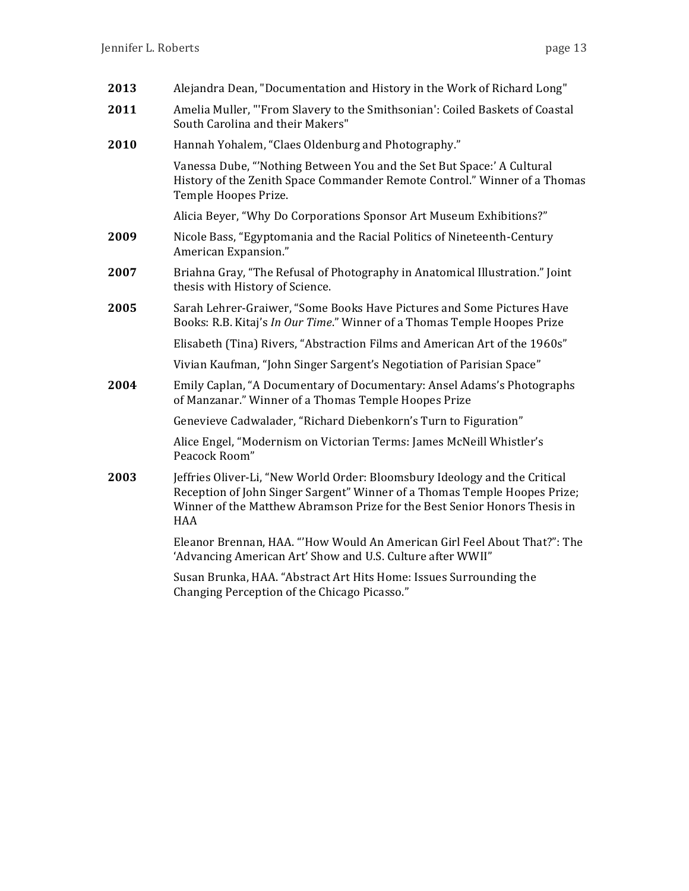**2013** Alejandra Dean, "Documentation and History in the Work of Richard Long"

**2011** Amelia Muller, "'From Slavery to the Smithsonian': Coiled Baskets of Coastal South Carolina and their Makers"

**2010** Hannah Yohalem, "Claes Oldenburg and Photography."

Vanessa Dube, "'Nothing Between You and the Set But Space:' A Cultural History of the Zenith Space Commander Remote Control." Winner of a Thomas Temple Hoopes Prize.

Alicia Beyer, "Why Do Corporations Sponsor Art Museum Exhibitions?"

**2009** Nicole Bass, "Egyptomania and the Racial Politics of Nineteenth-Century American Expansion."

**2007** Briahna Gray, "The Refusal of Photography in Anatomical Illustration." Joint thesis with History of Science.

**2005** Sarah Lehrer-Graiwer, "Some Books Have Pictures and Some Pictures Have Books: R.B. Kitaj's *In Our Time*." Winner of a Thomas Temple Hoopes Prize

Elisabeth (Tina) Rivers, "Abstraction Films and American Art of the 1960s"

Vivian Kaufman, "John Singer Sargent's Negotiation of Parisian Space"

**2004** Emily Caplan, "A Documentary of Documentary: Ansel Adams's Photographs of Manzanar." Winner of a Thomas Temple Hoopes Prize

Genevieve Cadwalader, "Richard Diebenkorn's Turn to Figuration"

Alice Engel, "Modernism on Victorian Terms: James McNeill Whistler's Peacock Room"

**2003** Jeffries Oliver-Li, "New World Order: Bloomsbury Ideology and the Critical Reception of John Singer Sargent" Winner of a Thomas Temple Hoopes Prize; Winner of the Matthew Abramson Prize for the Best Senior Honors Thesis in HAA

Eleanor Brennan, HAA. "'How Would An American Girl Feel About That?": The 'Advancing American Art' Show and U.S. Culture after WWII"

Susan Brunka, HAA. "Abstract Art Hits Home: Issues Surrounding the Changing Perception of the Chicago Picasso."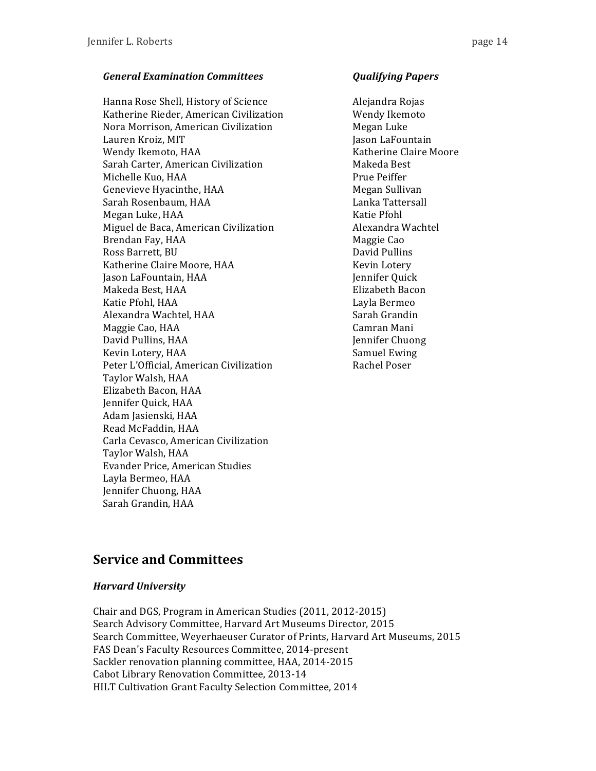### *General Examination Committees*

Hanna Rose Shell, History of Science
Katherine Rieder, American Civilization
Nora Morrison, American Civilization
Lauren Kroiz, MIT
Wendy Ikemoto, HAA
Sarah Carter, American Civilization
Michelle Kuo, HAA
Genevieve Hyacinthe, HAA
Sarah Rosenbaum, HAA
Megan Luke, HAA
Miguel de Baca, American Civilization
Brendan Fay, HAA
Ross Barrett, BU
Katherine Claire Moore, HAA
Jason LaFountain, HAA
Makeda Best, HAA
Katie Pfohl, HAA
Alexandra Wachtel, HAA
Maggie Cao, HAA
David Pullins, HAA
Kevin Lotery, HAA
Peter L'Official, American Civilization
Taylor Walsh, HAA
Elizabeth Bacon, HAA
Jennifer Quick, HAA
Adam Jasienski, HAA
Read McFaddin, HAA
Carla Cevasco, American Civilization
Taylor Walsh, HAA
Evander Price, American Studies
Layla Bermeo, HAA
Jennifer Chuong, HAA
Sarah Grandin, HAA

### *Qualifying Papers*

Alejandra Rojas
Wendy Ikemoto
Megan Luke
Jason LaFountain
Katherine Claire Moore
Makeda Best
Prue Peiffer
Megan Sullivan
Lanka Tattersall
Katie Pfohl
Alexandra Wachtel
Maggie Cao
David Pullins
Kevin Lotery
Jennifer Quick
Elizabeth Bacon
Layla Bermeo
Sarah Grandin
Camran Mani
Jennifer Chuong
Samuel Ewing
Rachel Poser

## Service and Committees

### *Harvard University*

Chair and DGS, Program in American Studies (2011, 2012-2015)
Search Advisory Committee, Harvard Art Museums Director, 2015
Search Committee, Weyerhaeuser Curator of Prints, Harvard Art Museums, 2015
FAS Dean's Faculty Resources Committee, 2014-present
Sackler renovation planning committee, HAA, 2014-2015
Cabot Library Renovation Committee, 2013-14
HILT Cultivation Grant Faculty Selection Committee, 2014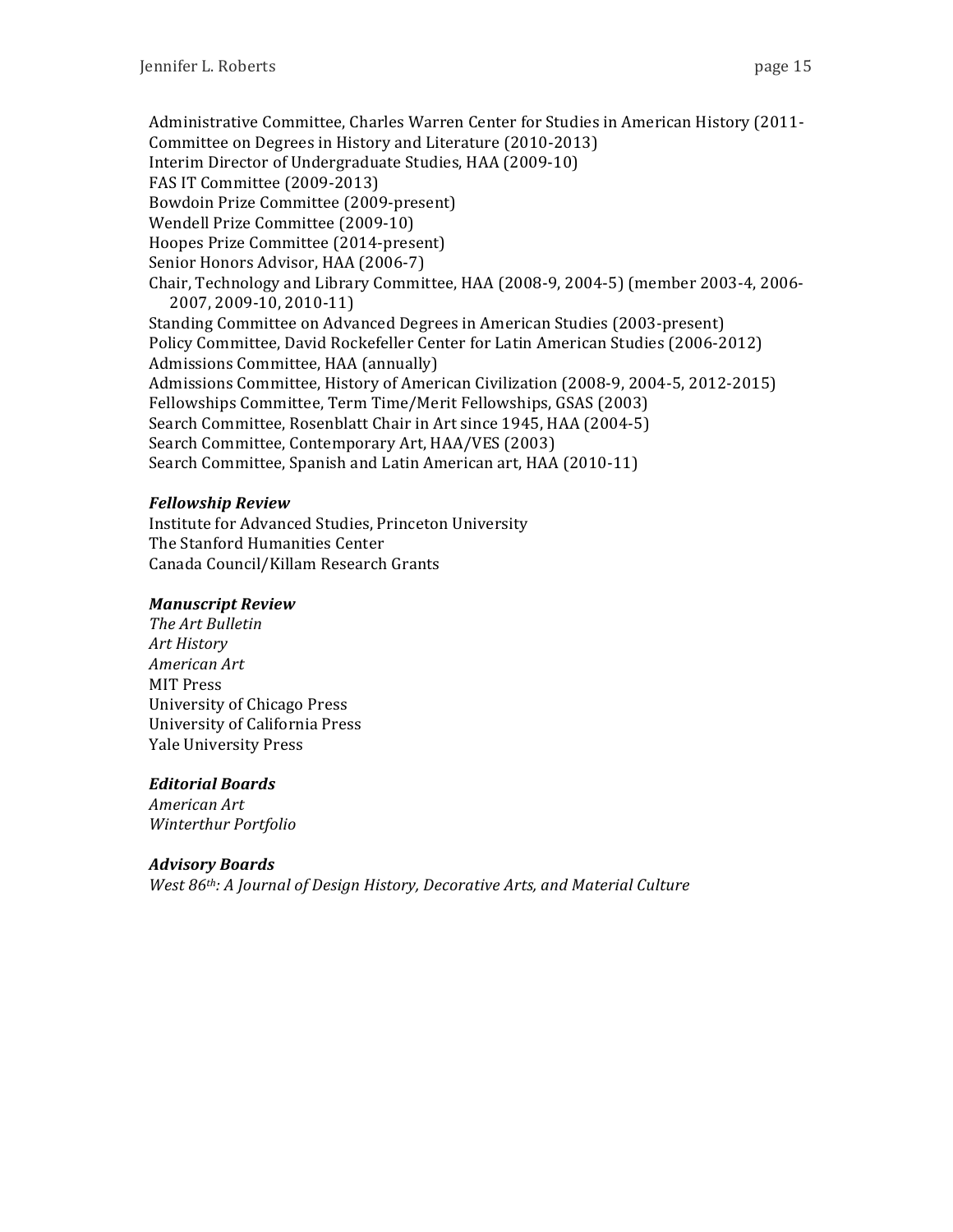Administrative Committee, Charles Warren Center for Studies in American History (2011-
Committee on Degrees in History and Literature (2010-2013)
Interim Director of Undergraduate Studies, HAA (2009-10)
FAS IT Committee (2009-2013)
Bowdoin Prize Committee (2009-present)
Wendell Prize Committee (2009-10)
Hoopes Prize Committee (2014-present)
Senior Honors Advisor, HAA (2006-7)
Chair, Technology and Library Committee, HAA (2008-9, 2004-5) (member 2003-4, 2006-2007, 2009-10, 2010-11)
Standing Committee on Advanced Degrees in American Studies (2003-present)
Policy Committee, David Rockefeller Center for Latin American Studies (2006-2012)
Admissions Committee, HAA (annually)
Admissions Committee, History of American Civilization (2008-9, 2004-5, 2012-2015)
Fellowships Committee, Term Time/Merit Fellowships, GSAS (2003)
Search Committee, Rosenblatt Chair in Art since 1945, HAA (2004-5)
Search Committee, Contemporary Art, HAA/VES (2003)
Search Committee, Spanish and Latin American art, HAA (2010-11)

***Fellowship Review***

Institute for Advanced Studies, Princeton University
The Stanford Humanities Center
Canada Council/Killam Research Grants

***Manuscript Review***

*The Art Bulletin*
*Art History*
*American Art*
MIT Press
University of Chicago Press
University of California Press
Yale University Press

***Editorial Boards***

*American Art*
*Winterthur Portfolio*

***Advisory Boards***

*West 86th: A Journal of Design History, Decorative Arts, and Material Culture*